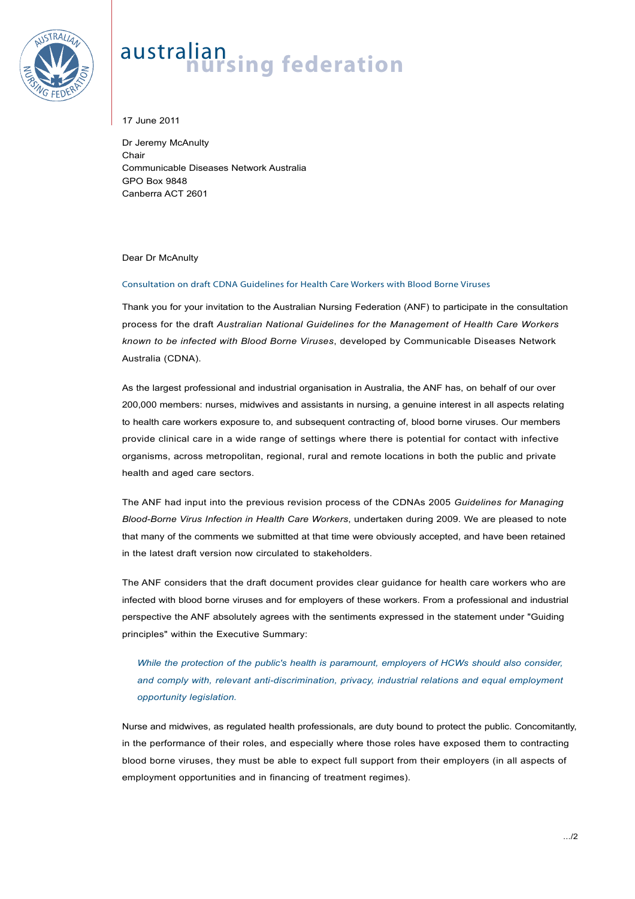# australian nursing federation

17 June 2011

Dr Jeremy McAnulty
Chair
Communicable Diseases Network Australia
GPO Box 9848
Canberra ACT 2601

Dear Dr McAnulty

## Consultation on draft CDNA Guidelines for Health Care Workers with Blood Borne Viruses

Thank you for your invitation to the Australian Nursing Federation (ANF) to participate in the consultation process for the draft *Australian National Guidelines for the Management of Health Care Workers known to be infected with Blood Borne Viruses*, developed by Communicable Diseases Network Australia (CDNA).

As the largest professional and industrial organisation in Australia, the ANF has, on behalf of our over 200,000 members: nurses, midwives and assistants in nursing, a genuine interest in all aspects relating to health care workers exposure to, and subsequent contracting of, blood borne viruses. Our members provide clinical care in a wide range of settings where there is potential for contact with infective organisms, across metropolitan, regional, rural and remote locations in both the public and private health and aged care sectors.

The ANF had input into the previous revision process of the CDNAs 2005 *Guidelines for Managing Blood-Borne Virus Infection in Health Care Workers*, undertaken during 2009. We are pleased to note that many of the comments we submitted at that time were obviously accepted, and have been retained in the latest draft version now circulated to stakeholders.

The ANF considers that the draft document provides clear guidance for health care workers who are infected with blood borne viruses and for employers of these workers. From a professional and industrial perspective the ANF absolutely agrees with the sentiments expressed in the statement under "Guiding principles" within the Executive Summary:

> *While the protection of the public's health is paramount, employers of HCWs should also consider, and comply with, relevant anti-discrimination, privacy, industrial relations and equal employment opportunity legislation.*

Nurse and midwives, as regulated health professionals, are duty bound to protect the public. Concomitantly, in the performance of their roles, and especially where those roles have exposed them to contracting blood borne viruses, they must be able to expect full support from their employers (in all aspects of employment opportunities and in financing of treatment regimes).

.../2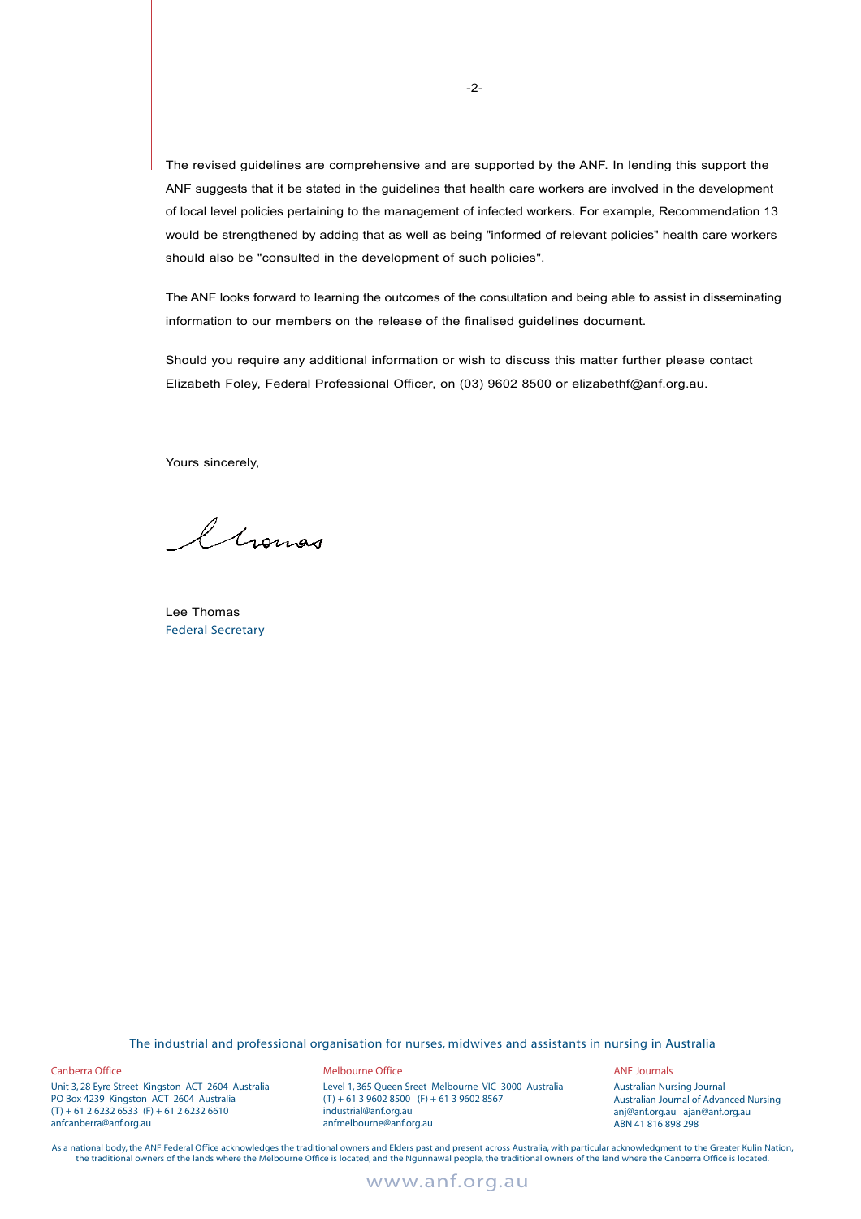The revised guidelines are comprehensive and are supported by the ANF. In lending this support the ANF suggests that it be stated in the guidelines that health care workers are involved in the development of local level policies pertaining to the management of infected workers. For example, Recommendation 13 would be strengthened by adding that as well as being "informed of relevant policies" health care workers should also be "consulted in the development of such policies".

The ANF looks forward to learning the outcomes of the consultation and being able to assist in disseminating information to our members on the release of the finalised guidelines document.

Should you require any additional information or wish to discuss this matter further please contact Elizabeth Foley, Federal Professional Officer, on (03) 9602 8500 or elizabethf@anf.org.au.

Yours sincerely,

Lee Thomas
Federal Secretary

The industrial and professional organisation for nurses, midwives and assistants in nursing in Australia

Canberra Office
Unit 3, 28 Eyre Street Kingston ACT 2604 Australia
PO Box 4239 Kingston ACT 2604 Australia
(T) + 61 2 6232 6533 (F) + 61 2 6232 6610
anfcanberra@anf.org.au

Melbourne Office
Level 1, 365 Queen Sreet Melbourne VIC 3000 Australia
(T) + 61 3 9602 8500 (F) + 61 3 9602 8567
industrial@anf.org.au
anfmelbourne@anf.org.au

ANF Journals
Australian Nursing Journal
Australian Journal of Advanced Nursing
anj@anf.org.au ajan@anf.org.au
ABN 41 816 898 298

As a national body, the ANF Federal Office acknowledges the traditional owners and Elders past and present across Australia, with particular acknowledgment to the Greater Kulin Nation, the traditional owners of the lands where the Melbourne Office is located, and the Ngunnawal people, the traditional owners of the land where the Canberra Office is located.

www.anf.org.au